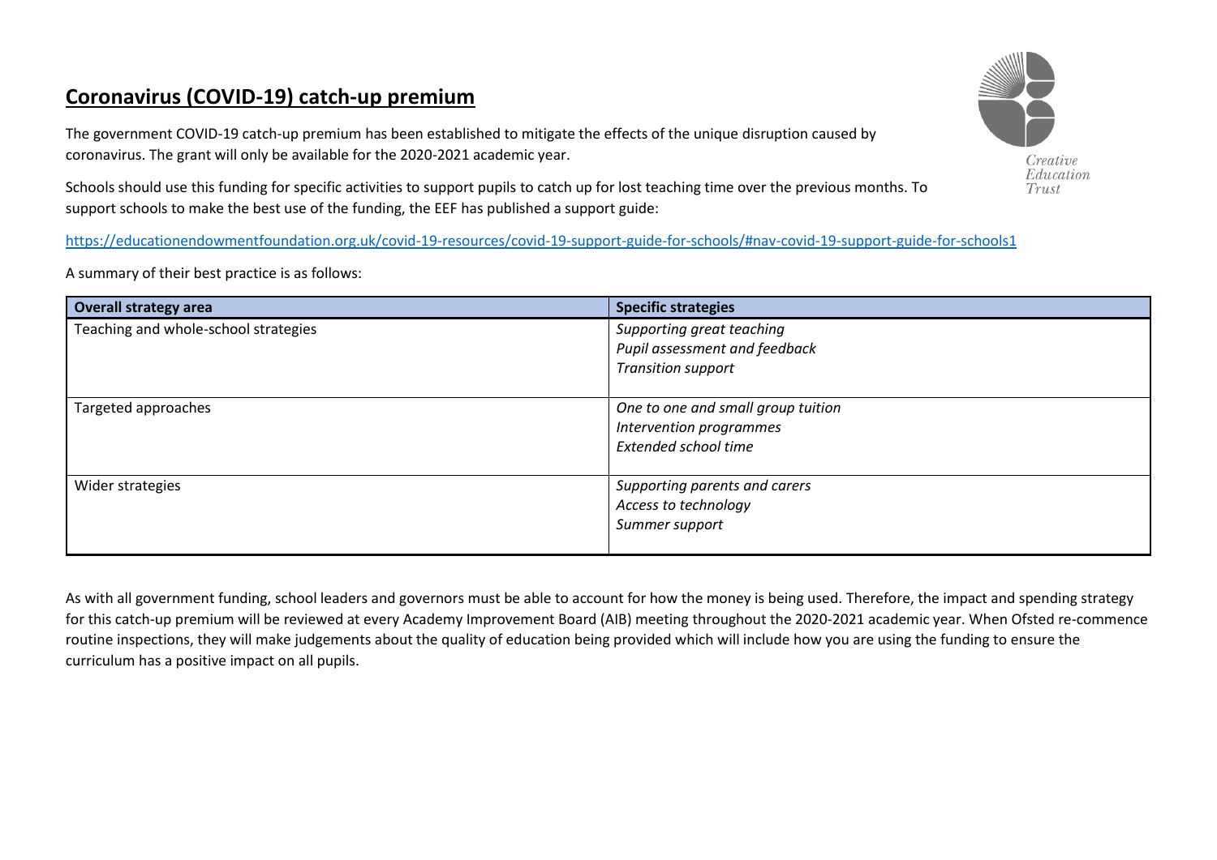# Coronavirus (COVID-19) catch-up premium

The government COVID-19 catch-up premium has been established to mitigate the effects of the unique disruption caused by coronavirus. The grant will only be available for the 2020-2021 academic year.

Schools should use this funding for specific activities to support pupils to catch up for lost teaching time over the previous months. To support schools to make the best use of the funding, the EEF has published a support guide:

https://educationendowmentfoundation.org.uk/covid-19-resources/covid-19-support-guide-for-schools/#nav-covid-19-support-guide-for-schools1

A summary of their best practice is as follows:

| Overall strategy area | Specific strategies |
|---|---|
| Teaching and whole-school strategies | *Supporting great teaching*<br>*Pupil assessment and feedback*<br>*Transition support* |
| Targeted approaches | *One to one and small group tuition*<br>*Intervention programmes*<br>*Extended school time* |
| Wider strategies | *Supporting parents and carers*<br>*Access to technology*<br>*Summer support* |

As with all government funding, school leaders and governors must be able to account for how the money is being used. Therefore, the impact and spending strategy for this catch-up premium will be reviewed at every Academy Improvement Board (AIB) meeting throughout the 2020-2021 academic year. When Ofsted re-commence routine inspections, they will make judgements about the quality of education being provided which will include how you are using the funding to ensure the curriculum has a positive impact on all pupils.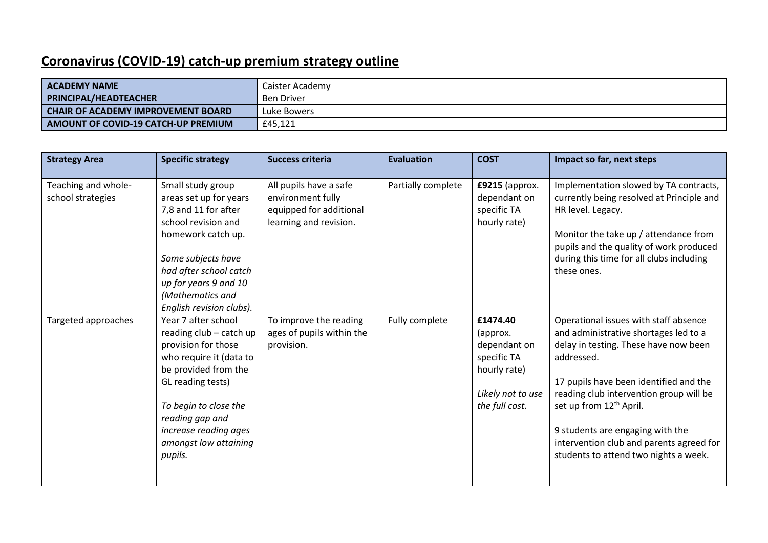# Coronavirus (COVID-19) catch-up premium strategy outline

| **ACADEMY NAME** | Caister Academy |
| --- | --- |
| **PRINCIPAL/HEADTEACHER** | Ben Driver |
| **CHAIR OF ACADEMY IMPROVEMENT BOARD** | Luke Bowers |
| **AMOUNT OF COVID-19 CATCH-UP PREMIUM** | £45,121 |

| **Strategy Area** | **Specific strategy** | **Success criteria** | **Evaluation** | **COST** | **Impact so far, next steps** |
| --- | --- | --- | --- | --- | --- |
| Teaching and whole-school strategies | Small study group areas set up for years 7,8 and 11 for after school revision and homework catch up.<br><br>*Some subjects have had after school catch up for years 9 and 10 (Mathematics and English revision clubs).* | All pupils have a safe environment fully equipped for additional learning and revision. | Partially complete | **£9215** (approx. dependant on specific TA hourly rate) | Implementation slowed by TA contracts, currently being resolved at Principle and HR level. Legacy.<br><br>Monitor the take up / attendance from pupils and the quality of work produced during this time for all clubs including these ones. |
| Targeted approaches | Year 7 after school reading club – catch up provision for those who require it (data to be provided from the GL reading tests)<br><br>*To begin to close the reading gap and increase reading ages amongst low attaining pupils.* | To improve the reading ages of pupils within the provision. | Fully complete | **£1474.40** (approx. dependant on specific TA hourly rate)<br><br>*Likely not to use the full cost.* | Operational issues with staff absence and administrative shortages led to a delay in testing. These have now been addressed.<br><br>17 pupils have been identified and the reading club intervention group will be set up from 12th April.<br><br>9 students are engaging with the intervention club and parents agreed for students to attend two nights a week. |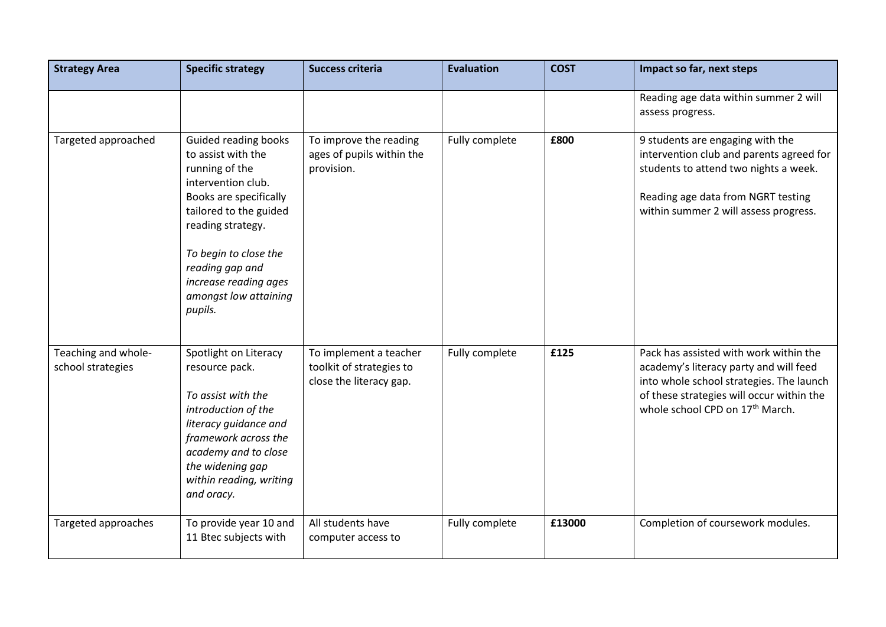| Strategy Area | Specific strategy | Success criteria | Evaluation | COST | Impact so far, next steps |
|---|---|---|---|---|---|
| | | | | | Reading age data within summer 2 will assess progress. |
| Targeted approached | Guided reading books to assist with the running of the intervention club. Books are specifically tailored to the guided reading strategy.<br><br>*To begin to close the reading gap and increase reading ages amongst low attaining pupils.* | To improve the reading ages of pupils within the provision. | Fully complete | **£800** | 9 students are engaging with the intervention club and parents agreed for students to attend two nights a week.<br><br>Reading age data from NGRT testing within summer 2 will assess progress. |
| Teaching and whole-school strategies | Spotlight on Literacy resource pack.<br><br>*To assist with the introduction of the literacy guidance and framework across the academy and to close the widening gap within reading, writing and oracy.* | To implement a teacher toolkit of strategies to close the literacy gap. | Fully complete | **£125** | Pack has assisted with work within the academy's literacy party and will feed into whole school strategies. The launch of these strategies will occur within the whole school CPD on 17th March. |
| Targeted approaches | To provide year 10 and 11 Btec subjects with | All students have computer access to | Fully complete | **£13000** | Completion of coursework modules. |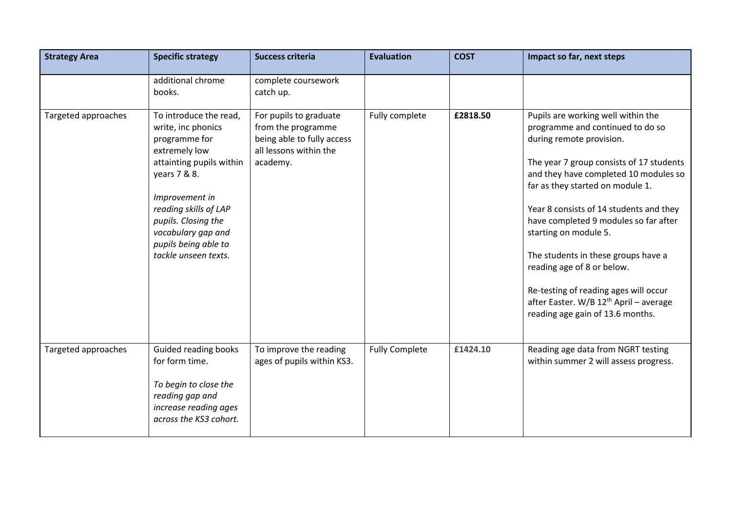| Strategy Area | Specific strategy | Success criteria | Evaluation | COST | Impact so far, next steps |
|---|---|---|---|---|---|
| | additional chrome books. | complete coursework catch up. | | | |
| Targeted approaches | To introduce the read, write, inc phonics programme for extremely low attainting pupils within years 7 & 8.<br><br>*Improvement in reading skills of LAP pupils. Closing the vocabulary gap and pupils being able to tackle unseen texts.* | For pupils to graduate from the programme being able to fully access all lessons within the academy. | Fully complete | **£2818.50** | Pupils are working well within the programme and continued to do so during remote provision.<br><br>The year 7 group consists of 17 students and they have completed 10 modules so far as they started on module 1.<br><br>Year 8 consists of 14 students and they have completed 9 modules so far after starting on module 5.<br><br>The students in these groups have a reading age of 8 or below.<br><br>Re-testing of reading ages will occur after Easter. W/B 12th April – average reading age gain of 13.6 months. |
| Targeted approaches | Guided reading books for form time.<br><br>*To begin to close the reading gap and increase reading ages across the KS3 cohort.* | To improve the reading ages of pupils within KS3. | Fully Complete | **£1424.10** | Reading age data from NGRT testing within summer 2 will assess progress. |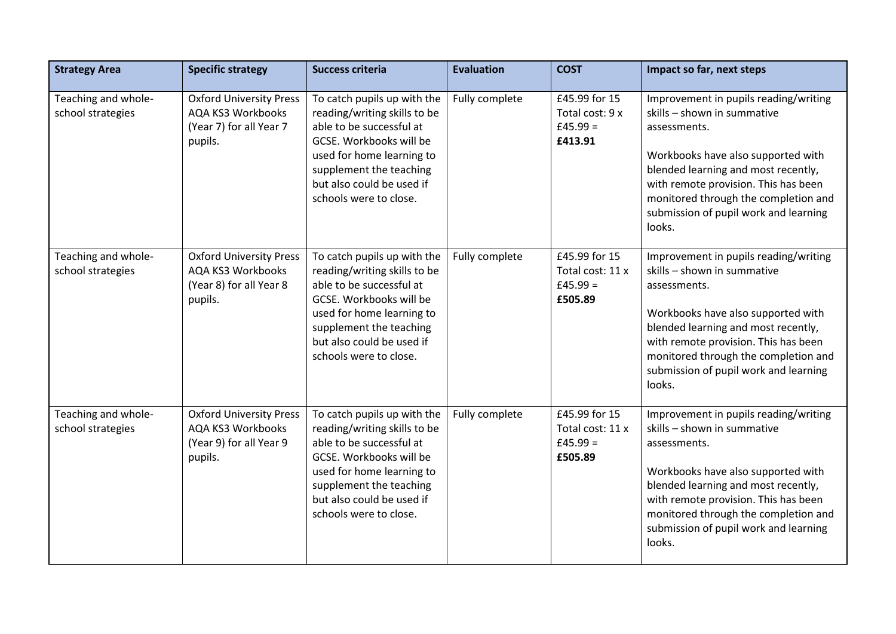| Strategy Area | Specific strategy | Success criteria | Evaluation | COST | Impact so far, next steps |
|---|---|---|---|---|---|
| Teaching and whole-school strategies | Oxford University Press AQA KS3 Workbooks (Year 7) for all Year 7 pupils. | To catch pupils up with the reading/writing skills to be able to be successful at GCSE. Workbooks will be used for home learning to supplement the teaching but also could be used if schools were to close. | Fully complete | £45.99 for 15 Total cost: 9 x £45.99 = **£413.91** | Improvement in pupils reading/writing skills – shown in summative assessments.<br><br>Workbooks have also supported with blended learning and most recently, with remote provision. This has been monitored through the completion and submission of pupil work and learning looks. |
| Teaching and whole-school strategies | Oxford University Press AQA KS3 Workbooks (Year 8) for all Year 8 pupils. | To catch pupils up with the reading/writing skills to be able to be successful at GCSE. Workbooks will be used for home learning to supplement the teaching but also could be used if schools were to close. | Fully complete | £45.99 for 15 Total cost: 11 x £45.99 = **£505.89** | Improvement in pupils reading/writing skills – shown in summative assessments.<br><br>Workbooks have also supported with blended learning and most recently, with remote provision. This has been monitored through the completion and submission of pupil work and learning looks. |
| Teaching and whole-school strategies | Oxford University Press AQA KS3 Workbooks (Year 9) for all Year 9 pupils. | To catch pupils up with the reading/writing skills to be able to be successful at GCSE. Workbooks will be used for home learning to supplement the teaching but also could be used if schools were to close. | Fully complete | £45.99 for 15 Total cost: 11 x £45.99 = **£505.89** | Improvement in pupils reading/writing skills – shown in summative assessments.<br><br>Workbooks have also supported with blended learning and most recently, with remote provision. This has been monitored through the completion and submission of pupil work and learning looks. |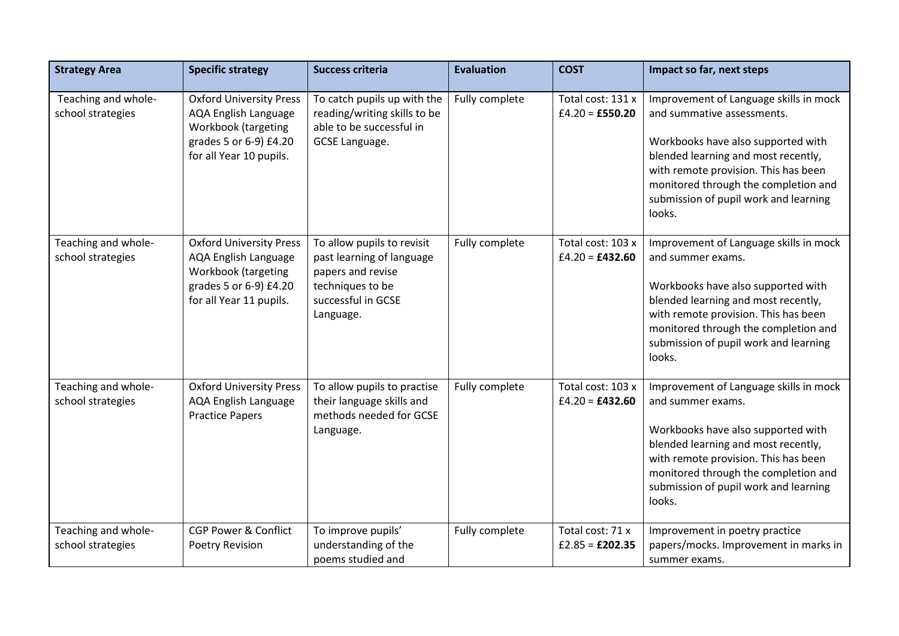| Strategy Area | Specific strategy | Success criteria | Evaluation | COST | Impact so far, next steps |
|---|---|---|---|---|---|
| Teaching and whole-school strategies | Oxford University Press AQA English Language Workbook (targeting grades 5 or 6-9) £4.20 for all Year 10 pupils. | To catch pupils up with the reading/writing skills to be able to be successful in GCSE Language. | Fully complete | Total cost: 131 x £4.20 = **£550.20** | Improvement of Language skills in mock and summative assessments.<br><br>Workbooks have also supported with blended learning and most recently, with remote provision. This has been monitored through the completion and submission of pupil work and learning looks. |
| Teaching and whole-school strategies | Oxford University Press AQA English Language Workbook (targeting grades 5 or 6-9) £4.20 for all Year 11 pupils. | To allow pupils to revisit past learning of language papers and revise techniques to be successful in GCSE Language. | Fully complete | Total cost: 103 x £4.20 = **£432.60** | Improvement of Language skills in mock and summer exams.<br><br>Workbooks have also supported with blended learning and most recently, with remote provision. This has been monitored through the completion and submission of pupil work and learning looks. |
| Teaching and whole-school strategies | Oxford University Press AQA English Language Practice Papers | To allow pupils to practise their language skills and methods needed for GCSE Language. | Fully complete | Total cost: 103 x £4.20 = **£432.60** | Improvement of Language skills in mock and summer exams.<br><br>Workbooks have also supported with blended learning and most recently, with remote provision. This has been monitored through the completion and submission of pupil work and learning looks. |
| Teaching and whole-school strategies | CGP Power & Conflict Poetry Revision | To improve pupils' understanding of the poems studied and | Fully complete | Total cost: 71 x £2.85 = **£202.35** | Improvement in poetry practice papers/mocks. Improvement in marks in summer exams. |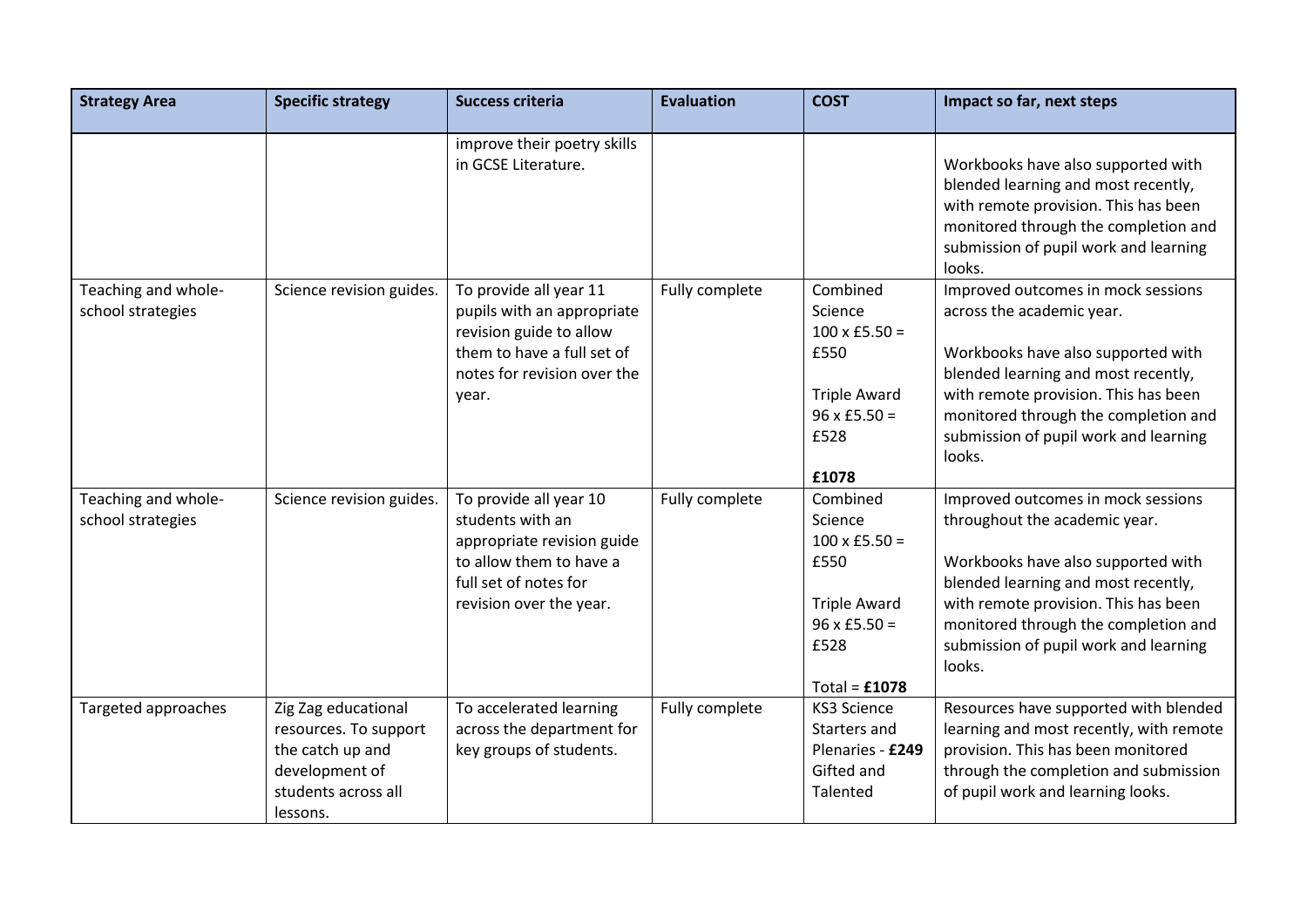| Strategy Area | Specific strategy | Success criteria | Evaluation | COST | Impact so far, next steps |
|---|---|---|---|---|---|
| | | improve their poetry skills in GCSE Literature. | | | Workbooks have also supported with blended learning and most recently, with remote provision. This has been monitored through the completion and submission of pupil work and learning looks. |
| Teaching and whole-school strategies | Science revision guides. | To provide all year 11 pupils with an appropriate revision guide to allow them to have a full set of notes for revision over the year. | Fully complete | Combined Science 100 x £5.50 = £550<br><br>Triple Award 96 x £5.50 = £528<br><br>**£1078** | Improved outcomes in mock sessions across the academic year.<br><br>Workbooks have also supported with blended learning and most recently, with remote provision. This has been monitored through the completion and submission of pupil work and learning looks. |
| Teaching and whole-school strategies | Science revision guides. | To provide all year 10 students with an appropriate revision guide to allow them to have a full set of notes for revision over the year. | Fully complete | Combined Science 100 x £5.50 = £550<br><br>Triple Award 96 x £5.50 = £528<br><br>Total = **£1078** | Improved outcomes in mock sessions throughout the academic year.<br><br>Workbooks have also supported with blended learning and most recently, with remote provision. This has been monitored through the completion and submission of pupil work and learning looks. |
| Targeted approaches | Zig Zag educational resources. To support the catch up and development of students across all lessons. | To accelerated learning across the department for key groups of students. | Fully complete | KS3 Science Starters and Plenaries - **£249**<br>Gifted and Talented | Resources have supported with blended learning and most recently, with remote provision. This has been monitored through the completion and submission of pupil work and learning looks. |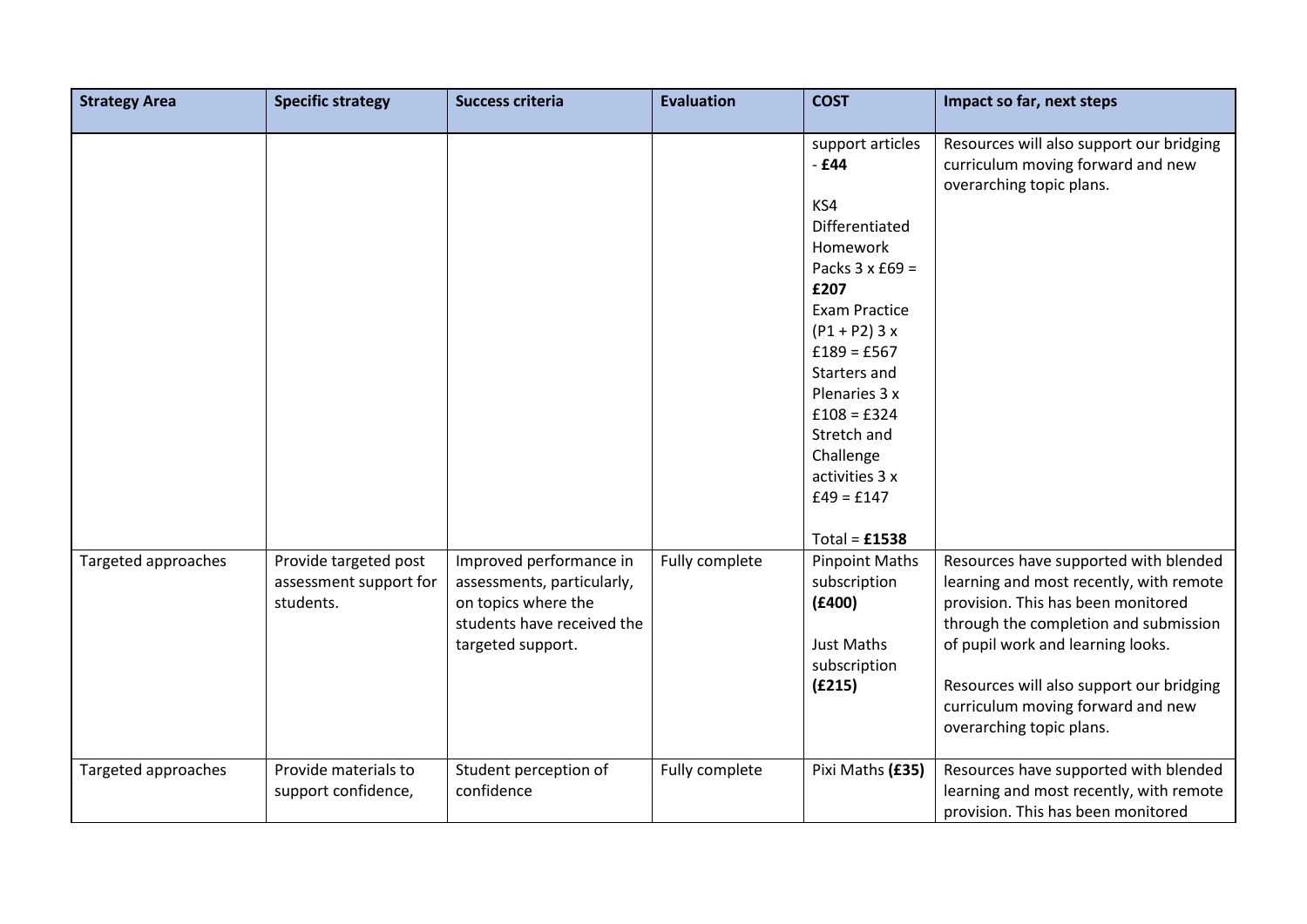| Strategy Area | Specific strategy | Success criteria | Evaluation | COST | Impact so far, next steps |
|---|---|---|---|---|---|
| | | | | support articles - **£44**<br><br>KS4 Differentiated Homework Packs 3 x £69 = **£207**<br>Exam Practice (P1 + P2) 3 x £189 = £567<br>Starters and Plenaries 3 x £108 = £324<br>Stretch and Challenge activities 3 x £49 = £147<br><br>Total = **£1538** | Resources will also support our bridging curriculum moving forward and new overarching topic plans. |
| Targeted approaches | Provide targeted post assessment support for students. | Improved performance in assessments, particularly, on topics where the students have received the targeted support. | Fully complete | Pinpoint Maths subscription **(£400)**<br><br>Just Maths subscription **(£215)** | Resources have supported with blended learning and most recently, with remote provision. This has been monitored through the completion and submission of pupil work and learning looks.<br><br>Resources will also support our bridging curriculum moving forward and new overarching topic plans. |
| Targeted approaches | Provide materials to support confidence, | Student perception of confidence | Fully complete | Pixi Maths **(£35)** | Resources have supported with blended learning and most recently, with remote provision. This has been monitored |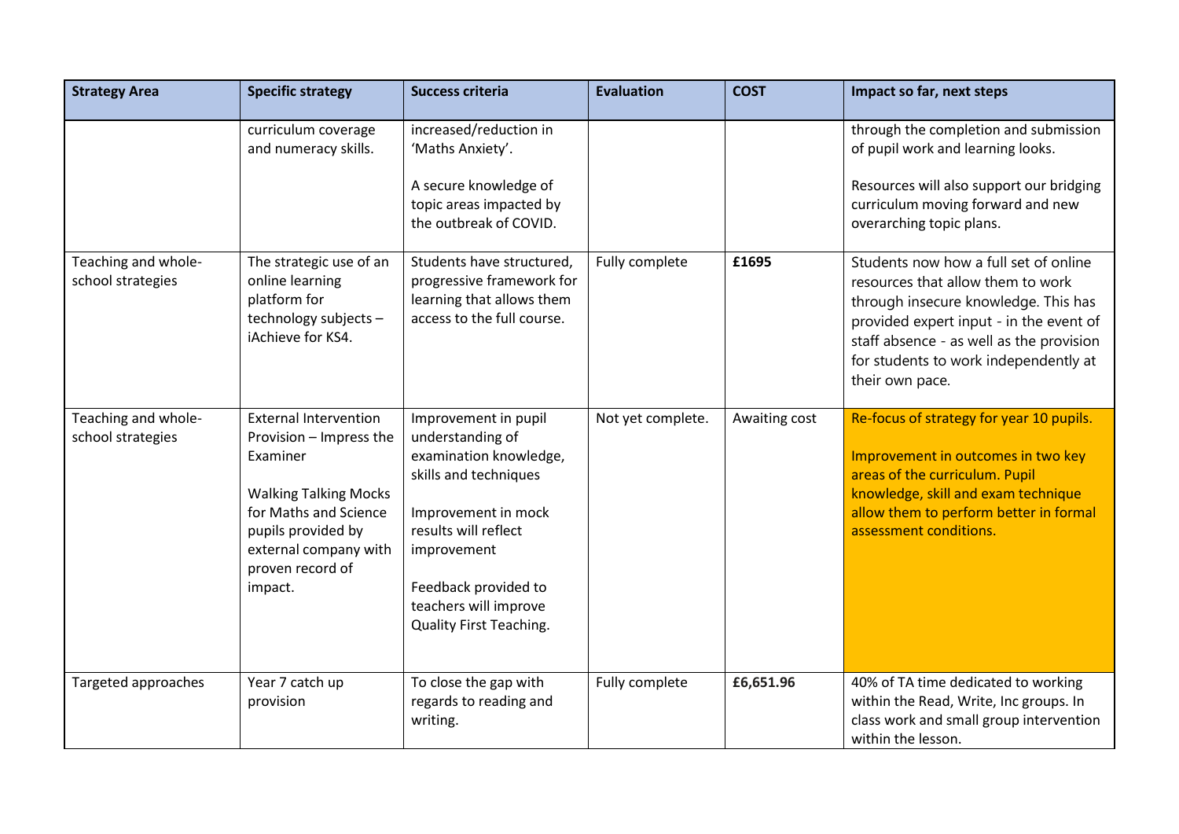| Strategy Area | Specific strategy | Success criteria | Evaluation | COST | Impact so far, next steps |
|---|---|---|---|---|---|
| | curriculum coverage and numeracy skills. | increased/reduction in 'Maths Anxiety'.<br><br>A secure knowledge of topic areas impacted by the outbreak of COVID. | | | through the completion and submission of pupil work and learning looks.<br><br>Resources will also support our bridging curriculum moving forward and new overarching topic plans. |
| Teaching and whole-school strategies | The strategic use of an online learning platform for technology subjects – iAchieve for KS4. | Students have structured, progressive framework for learning that allows them access to the full course. | Fully complete | **£1695** | Students now how a full set of online resources that allow them to work through insecure knowledge. This has provided expert input - in the event of staff absence - as well as the provision for students to work independently at their own pace. |
| Teaching and whole-school strategies | External Intervention Provision – Impress the Examiner<br><br>Walking Talking Mocks for Maths and Science pupils provided by external company with proven record of impact. | Improvement in pupil understanding of examination knowledge, skills and techniques<br><br>Improvement in mock results will reflect improvement<br><br>Feedback provided to teachers will improve Quality First Teaching. | Not yet complete. | Awaiting cost | Re-focus of strategy for year 10 pupils.<br><br>Improvement in outcomes in two key areas of the curriculum. Pupil knowledge, skill and exam technique allow them to perform better in formal assessment conditions. |
| Targeted approaches | Year 7 catch up provision | To close the gap with regards to reading and writing. | Fully complete | **£6,651.96** | 40% of TA time dedicated to working within the Read, Write, Inc groups. In class work and small group intervention within the lesson. |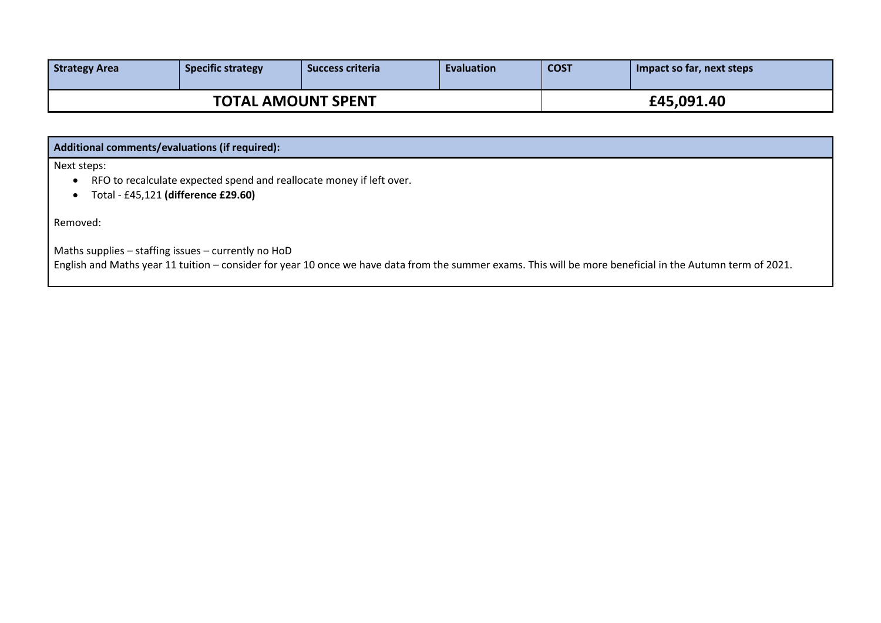| Strategy Area | Specific strategy | Success criteria | Evaluation | COST | Impact so far, next steps |
| --- | --- | --- | --- | --- | --- |
| **TOTAL AMOUNT SPENT** | | | | **£45,091.40** | |

| **Additional comments/evaluations (if required):** |
| --- |
| Next steps:<br>• RFO to recalculate expected spend and reallocate money if left over.<br>• Total - £45,121 **(difference £29.60)**<br><br>Removed:<br><br>Maths supplies – staffing issues – currently no HoD<br>English and Maths year 11 tuition – consider for year 10 once we have data from the summer exams. This will be more beneficial in the Autumn term of 2021. |